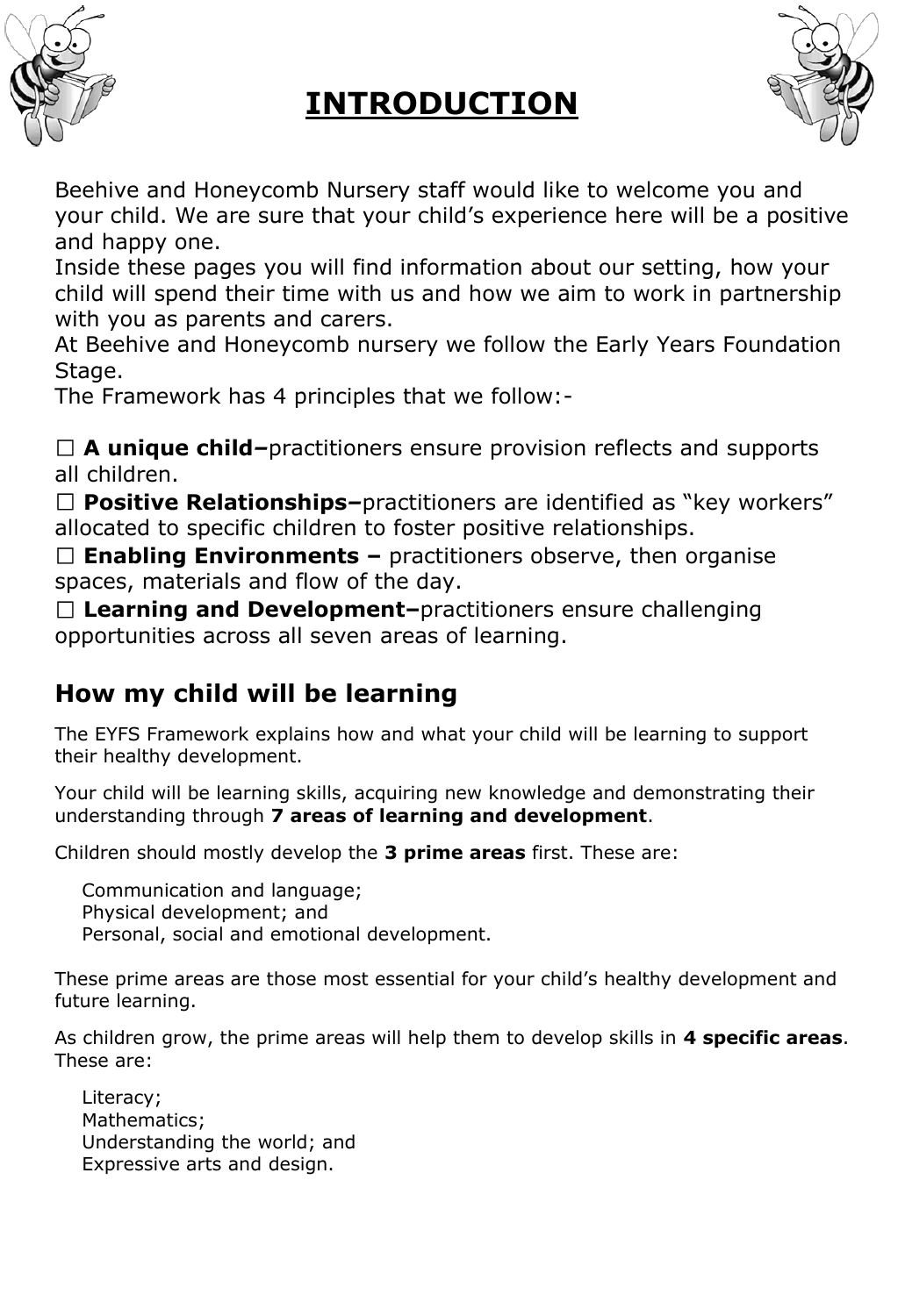# INTRODUCTION

Beehive and Honeycomb Nursery staff would like to welcome you and your child. We are sure that your child's experience here will be a positive and happy one.
Inside these pages you will find information about our setting, how your child will spend their time with us and how we aim to work in partnership with you as parents and carers.
At Beehive and Honeycomb nursery we follow the Early Years Foundation Stage.
The Framework has 4 principles that we follow:-

- **A unique child–**practitioners ensure provision reflects and supports all children.
- **Positive Relationships–**practitioners are identified as "key workers" allocated to specific children to foster positive relationships.
- **Enabling Environments –** practitioners observe, then organise spaces, materials and flow of the day.
- **Learning and Development–**practitioners ensure challenging opportunities across all seven areas of learning.

## How my child will be learning

The EYFS Framework explains how and what your child will be learning to support their healthy development.

Your child will be learning skills, acquiring new knowledge and demonstrating their understanding through **7 areas of learning and development**.

Children should mostly develop the **3 prime areas** first. These are:

Communication and language;
Physical development; and
Personal, social and emotional development.

These prime areas are those most essential for your child's healthy development and future learning.

As children grow, the prime areas will help them to develop skills in **4 specific areas**. These are:

Literacy;
Mathematics;
Understanding the world; and
Expressive arts and design.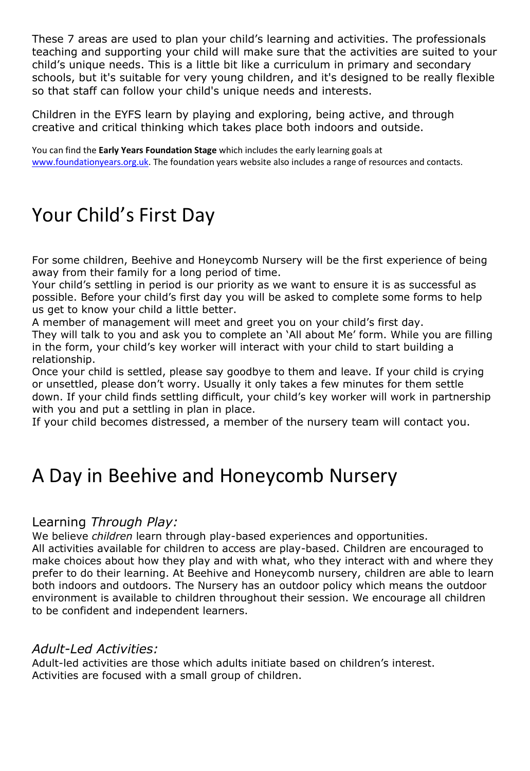These 7 areas are used to plan your child's learning and activities. The professionals teaching and supporting your child will make sure that the activities are suited to your child's unique needs. This is a little bit like a curriculum in primary and secondary schools, but it's suitable for very young children, and it's designed to be really flexible so that staff can follow your child's unique needs and interests.

Children in the EYFS learn by playing and exploring, being active, and through creative and critical thinking which takes place both indoors and outside.

You can find the **Early Years Foundation Stage** which includes the early learning goals at www.foundationyears.org.uk. The foundation years website also includes a range of resources and contacts.

# Your Child's First Day

For some children, Beehive and Honeycomb Nursery will be the first experience of being away from their family for a long period of time.
Your child's settling in period is our priority as we want to ensure it is as successful as possible. Before your child's first day you will be asked to complete some forms to help us get to know your child a little better.
A member of management will meet and greet you on your child's first day.
They will talk to you and ask you to complete an 'All about Me' form. While you are filling in the form, your child's key worker will interact with your child to start building a relationship.
Once your child is settled, please say goodbye to them and leave. If your child is crying or unsettled, please don't worry. Usually it only takes a few minutes for them settle down. If your child finds settling difficult, your child's key worker will work in partnership with you and put a settling in plan in place.
If your child becomes distressed, a member of the nursery team will contact you.

# A Day in Beehive and Honeycomb Nursery

## Learning *Through Play:*

We believe *children* learn through play-based experiences and opportunities.
All activities available for children to access are play-based. Children are encouraged to make choices about how they play and with what, who they interact with and where they prefer to do their learning. At Beehive and Honeycomb nursery, children are able to learn both indoors and outdoors. The Nursery has an outdoor policy which means the outdoor environment is available to children throughout their session. We encourage all children to be confident and independent learners.

## *Adult-Led Activities:*

Adult-led activities are those which adults initiate based on children's interest.
Activities are focused with a small group of children.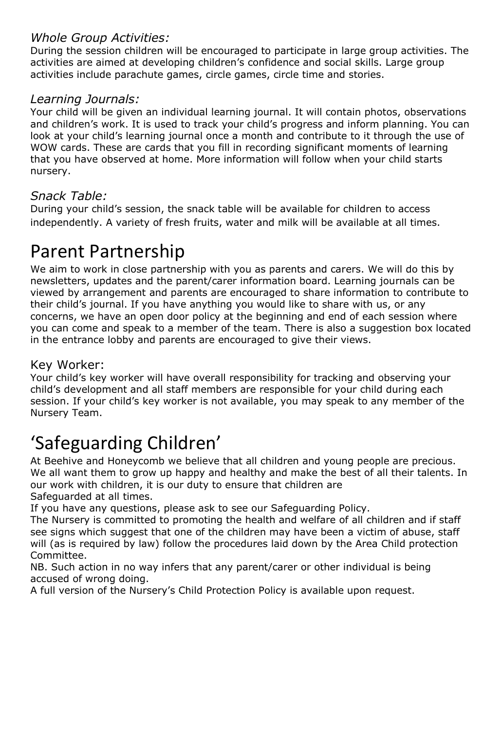### *Whole Group Activities:*

During the session children will be encouraged to participate in large group activities. The activities are aimed at developing children's confidence and social skills. Large group activities include parachute games, circle games, circle time and stories.

### *Learning Journals:*

Your child will be given an individual learning journal. It will contain photos, observations and children's work. It is used to track your child's progress and inform planning. You can look at your child's learning journal once a month and contribute to it through the use of WOW cards. These are cards that you fill in recording significant moments of learning that you have observed at home. More information will follow when your child starts nursery.

### *Snack Table:*

During your child's session, the snack table will be available for children to access independently. A variety of fresh fruits, water and milk will be available at all times.

# Parent Partnership

We aim to work in close partnership with you as parents and carers. We will do this by newsletters, updates and the parent/carer information board. Learning journals can be viewed by arrangement and parents are encouraged to share information to contribute to their child's journal. If you have anything you would like to share with us, or any concerns, we have an open door policy at the beginning and end of each session where you can come and speak to a member of the team. There is also a suggestion box located in the entrance lobby and parents are encouraged to give their views.

### Key Worker:

Your child's key worker will have overall responsibility for tracking and observing your child's development and all staff members are responsible for your child during each session. If your child's key worker is not available, you may speak to any member of the Nursery Team.

# 'Safeguarding Children'

At Beehive and Honeycomb we believe that all children and young people are precious. We all want them to grow up happy and healthy and make the best of all their talents. In our work with children, it is our duty to ensure that children are
Safeguarded at all times.
If you have any questions, please ask to see our Safeguarding Policy.
The Nursery is committed to promoting the health and welfare of all children and if staff see signs which suggest that one of the children may have been a victim of abuse, staff will (as is required by law) follow the procedures laid down by the Area Child protection Committee.
NB. Such action in no way infers that any parent/carer or other individual is being accused of wrong doing.
A full version of the Nursery's Child Protection Policy is available upon request.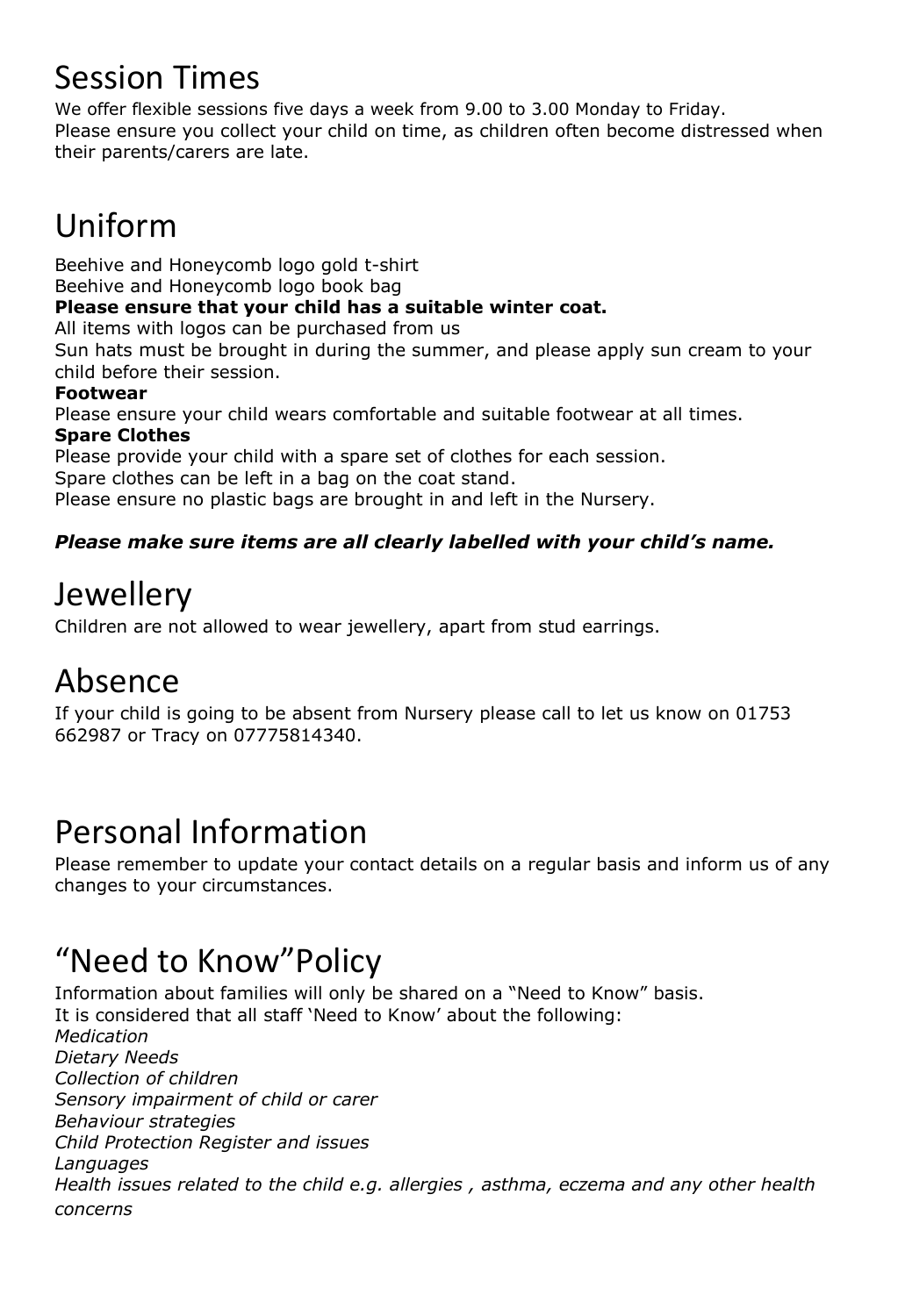# Session Times

We offer flexible sessions five days a week from 9.00 to 3.00 Monday to Friday.
Please ensure you collect your child on time, as children often become distressed when their parents/carers are late.

# Uniform

Beehive and Honeycomb logo gold t-shirt
Beehive and Honeycomb logo book bag
**Please ensure that your child has a suitable winter coat.**
All items with logos can be purchased from us
Sun hats must be brought in during the summer, and please apply sun cream to your child before their session.

**Footwear**
Please ensure your child wears comfortable and suitable footwear at all times.

**Spare Clothes**
Please provide your child with a spare set of clothes for each session.
Spare clothes can be left in a bag on the coat stand.
Please ensure no plastic bags are brought in and left in the Nursery.

***Please make sure items are all clearly labelled with your child's name.***

# Jewellery

Children are not allowed to wear jewellery, apart from stud earrings.

# Absence

If your child is going to be absent from Nursery please call to let us know on 01753 662987 or Tracy on 07775814340.

# Personal Information

Please remember to update your contact details on a regular basis and inform us of any changes to your circumstances.

# "Need to Know"Policy

Information about families will only be shared on a "Need to Know" basis.
It is considered that all staff 'Need to Know' about the following:
*Medication*
*Dietary Needs*
*Collection of children*
*Sensory impairment of child or carer*
*Behaviour strategies*
*Child Protection Register and issues*
*Languages*
*Health issues related to the child e.g. allergies , asthma, eczema and any other health concerns*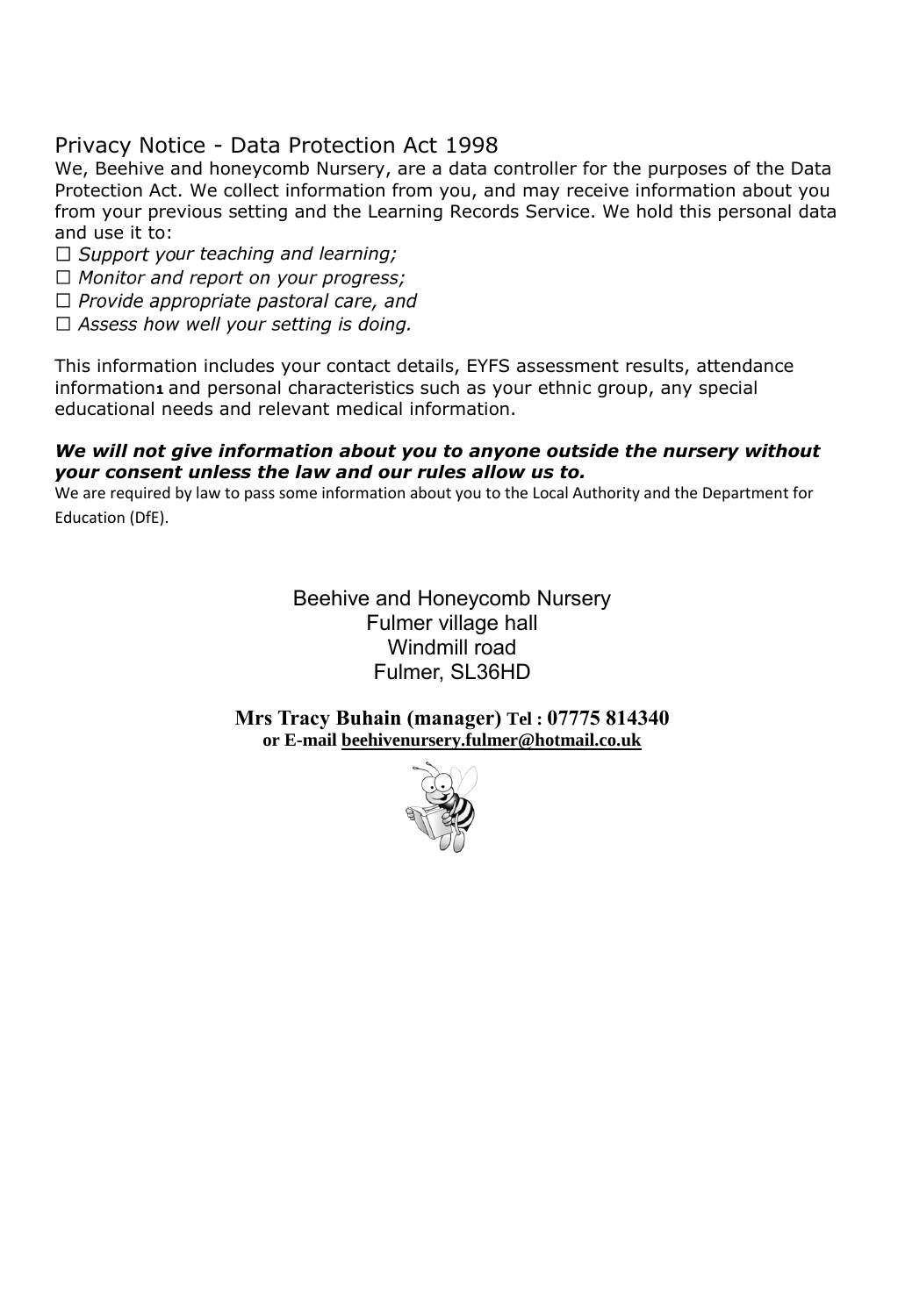# Privacy Notice - Data Protection Act 1998

We, Beehive and honeycomb Nursery, are a data controller for the purposes of the Data Protection Act. We collect information from you, and may receive information about you from your previous setting and the Learning Records Service. We hold this personal data and use it to:

☐ *Support your teaching and learning;*
☐ *Monitor and report on your progress;*
☐ *Provide appropriate pastoral care, and*
☐ *Assess how well your setting is doing.*

This information includes your contact details, EYFS assessment results, attendance information[1] and personal characteristics such as your ethnic group, any special educational needs and relevant medical information.

***We will not give information about you to anyone outside the nursery without your consent unless the law and our rules allow us to.***

We are required by law to pass some information about you to the Local Authority and the Department for Education (DfE).

Beehive and Honeycomb Nursery
Fulmer village hall
Windmill road
Fulmer, SL36HD

**Mrs Tracy Buhain (manager) Tel : 07775 814340**
**or E-mail beehivenursery.fulmer@hotmail.co.uk**